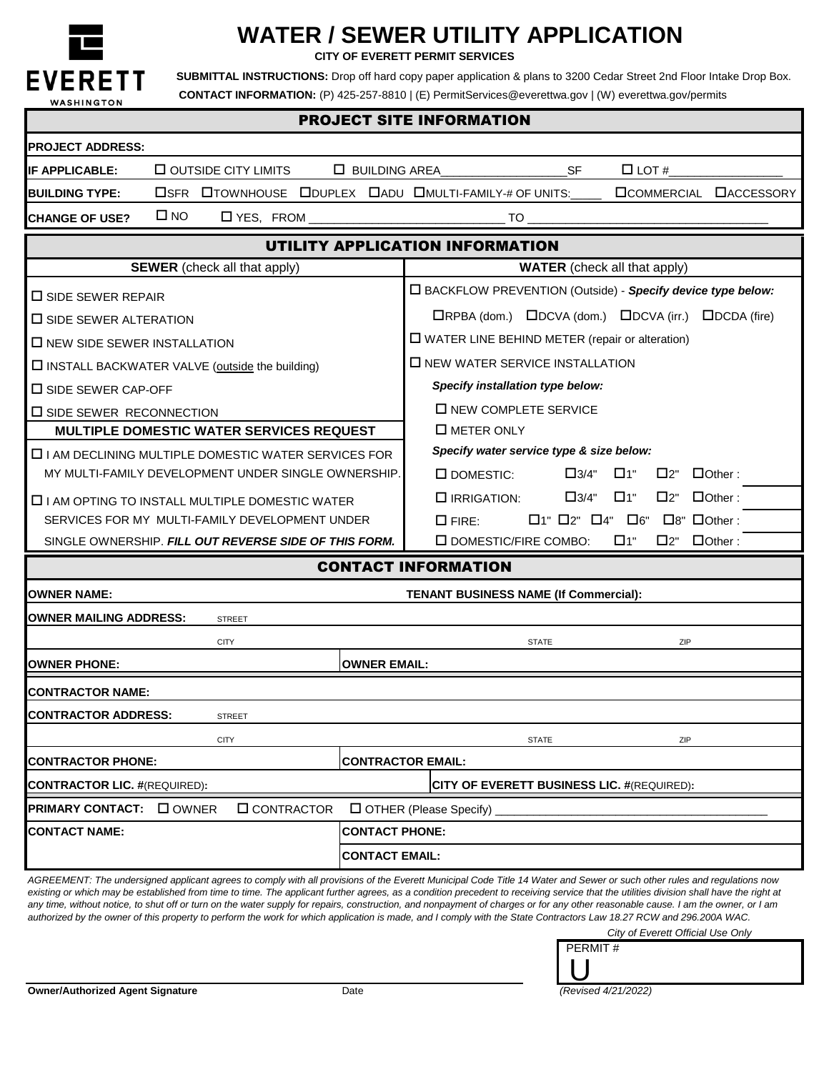# WATER / SEWER UTILITY APPLICATION

**CITY OF EVERETT PERMIT SERVICES**

EVERETT WASHINGTON

**SUBMITTAL INSTRUCTIONS:** Drop off hard copy paper application & plans to 3200 Cedar Street 2nd Floor Intake Drop Box.

**CONTACT INFORMATION:** (P) 425-257-8810 | (E) PermitServices@everettwa.gov | (W) everettwa.gov/permits

## PROJECT SITE INFORMATION

**PROJECT ADDRESS:**

**IF APPLICABLE:** ☐ OUTSIDE CITY LIMITS ☐ BUILDING AREA__________________SF ☐ LOT #________________

**BUILDING TYPE:** ☐SFR ☐TOWNHOUSE ☐DUPLEX ☐ADU ☐MULTI-FAMILY-# OF UNITS:_____ ☐COMMERCIAL ☐ACCESSORY

**CHANGE OF USE?** ☐ NO ☐ YES, FROM ______________________________ TO ___________________________________

## UTILITY APPLICATION INFORMATION

| **SEWER** (check all that apply) | **WATER** (check all that apply) |
|---|---|
| ☐ SIDE SEWER REPAIR | ☐ BACKFLOW PREVENTION (Outside) - ***Specify device type below:*** |
| ☐ SIDE SEWER ALTERATION | ☐RPBA (dom.) ☐DCVA (dom.) ☐DCVA (irr.) ☐DCDA (fire) |
| ☐ NEW SIDE SEWER INSTALLATION | ☐ WATER LINE BEHIND METER (repair or alteration) |
| ☐ INSTALL BACKWATER VALVE (outside the building) | ☐ NEW WATER SERVICE INSTALLATION |
| ☐ SIDE SEWER CAP-OFF | ***Specify installation type below:*** |
| ☐ SIDE SEWER RECONNECTION | ☐ NEW COMPLETE SERVICE |
| **MULTIPLE DOMESTIC WATER SERVICES REQUEST** | ☐ METER ONLY |
| ☐ I AM DECLINING MULTIPLE DOMESTIC WATER SERVICES FOR MY MULTI-FAMILY DEVELOPMENT UNDER SINGLE OWNERSHIP. | ***Specify water service type & size below:*** |
| | ☐ DOMESTIC: ☐3/4" ☐1" ☐2" ☐Other : |
| ☐ I AM OPTING TO INSTALL MULTIPLE DOMESTIC WATER SERVICES FOR MY MULTI-FAMILY DEVELOPMENT UNDER SINGLE OWNERSHIP. ***FILL OUT REVERSE SIDE OF THIS FORM.*** | ☐ IRRIGATION: ☐3/4" ☐1" ☐2" ☐Other : |
| | ☐ FIRE: ☐1" ☐2" ☐4" ☐6" ☐8" ☐Other : |
| | ☐ DOMESTIC/FIRE COMBO: ☐1" ☐2" ☐Other : |

## CONTACT INFORMATION

**OWNER NAME:** **TENANT BUSINESS NAME (If Commercial):**

**OWNER MAILING ADDRESS:** STREET

CITY STATE ZIP

**OWNER PHONE:** **OWNER EMAIL:**

**CONTRACTOR NAME:**

**CONTRACTOR ADDRESS:** STREET

CITY STATE ZIP

**CONTRACTOR PHONE:** **CONTRACTOR EMAIL:**

**CONTRACTOR LIC. #**(REQUIRED)**:** **CITY OF EVERETT BUSINESS LIC. #**(REQUIRED)**:**

**PRIMARY CONTACT:** ☐ OWNER ☐ CONTRACTOR ☐ OTHER (Please Specify) ________________________________________

**CONTACT NAME:** **CONTACT PHONE:**

**CONTACT EMAIL:**

*AGREEMENT: The undersigned applicant agrees to comply with all provisions of the Everett Municipal Code Title 14 Water and Sewer or such other rules and regulations now existing or which may be established from time to time. The applicant further agrees, as a condition precedent to receiving service that the utilities division shall have the right at any time, without notice, to shut off or turn on the water supply for repairs, construction, and nonpayment of charges or for any other reasonable cause. I am the owner, or I am authorized by the owner of this property to perform the work for which application is made, and I comply with the State Contractors Law 18.27 RCW and 296.200A WAC.*

*City of Everett Official Use Only*

PERMIT #
U

**Owner/Authorized Agent Signature** Date

*(Revised 4/21/2022)*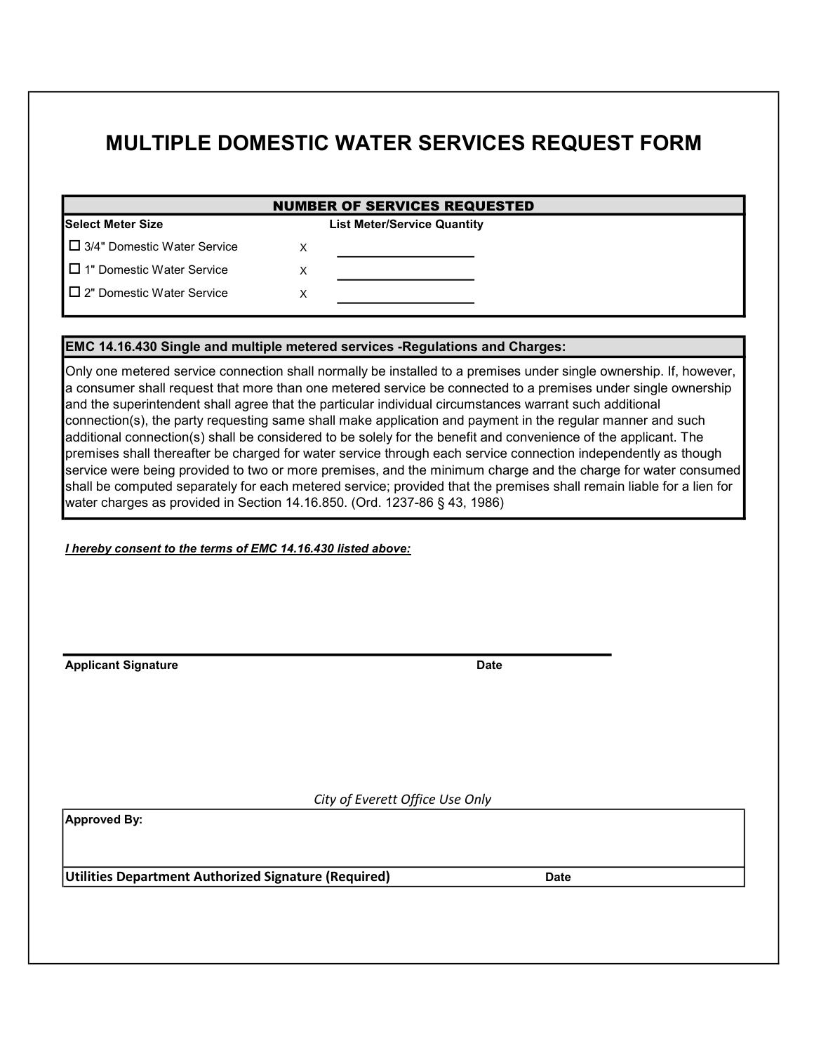# MULTIPLE DOMESTIC WATER SERVICES REQUEST FORM

## NUMBER OF SERVICES REQUESTED

| Select Meter Size | | List Meter/Service Quantity |
|---|---|---|
| ☐ 3/4" Domestic Water Service | x | ____________________ |
| ☐ 1" Domestic Water Service | x | ____________________ |
| ☐ 2" Domestic Water Service | x | ____________________ |

**EMC 14.16.430 Single and multiple metered services -Regulations and Charges:**

Only one metered service connection shall normally be installed to a premises under single ownership. If, however, a consumer shall request that more than one metered service be connected to a premises under single ownership and the superintendent shall agree that the particular individual circumstances warrant such additional connection(s), the party requesting same shall make application and payment in the regular manner and such additional connection(s) shall be considered to be solely for the benefit and convenience of the applicant. The premises shall thereafter be charged for water service through each service connection independently as though service were being provided to two or more premises, and the minimum charge and the charge for water consumed shall be computed separately for each metered service; provided that the premises shall remain liable for a lien for water charges as provided in Section 14.16.850. (Ord. 1237-86 § 43, 1986)

***I hereby consent to the terms of EMC 14.16.430 listed above:***

______________________________________________________________

**Applicant Signature** **Date**

*City of Everett Office Use Only*

**Approved By:**

**Utilities Department Authorized Signature (Required)** **Date**